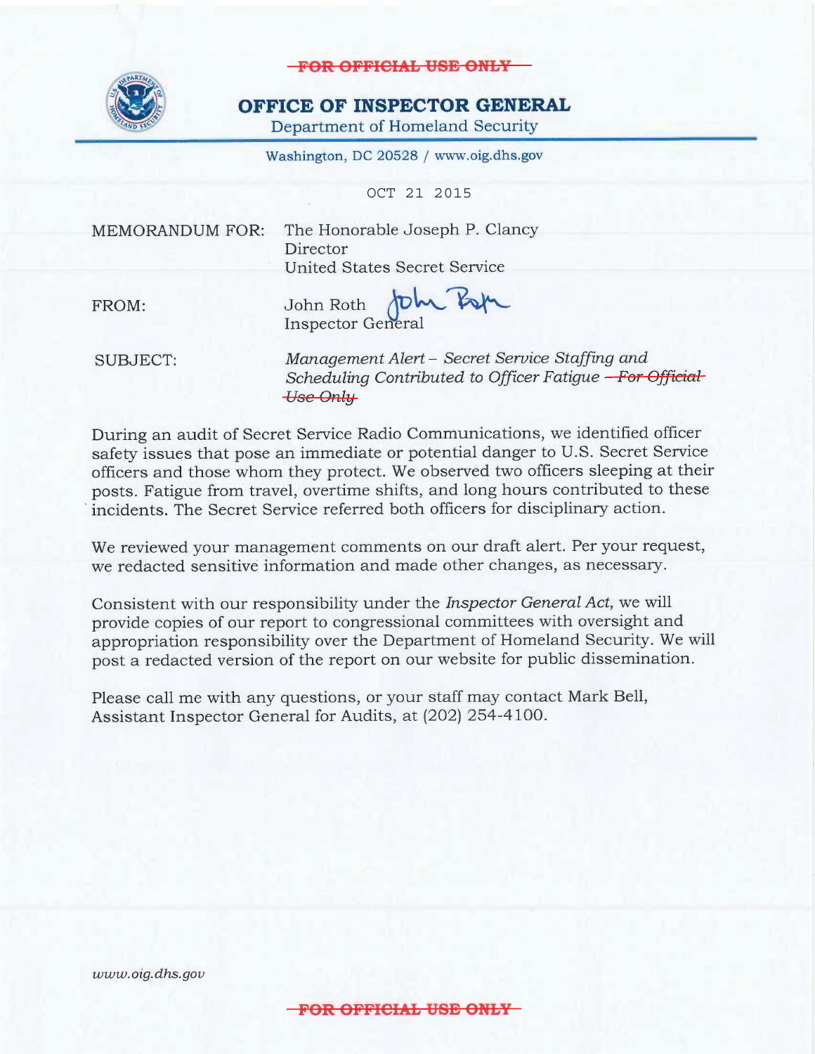~~FOR OFFICIAL USE ONLY~~

# OFFICE OF INSPECTOR GENERAL

Department of Homeland Security

Washington, DC 20528 / www.oig.dhs.gov

OCT 21 2015

MEMORANDUM FOR: The Honorable Joseph P. Clancy
Director
United States Secret Service

FROM: John Roth
Inspector General

SUBJECT: *Management Alert – Secret Service Staffing and Scheduling Contributed to Officer Fatigue* ~~*For Official Use Only*~~

During an audit of Secret Service Radio Communications, we identified officer safety issues that pose an immediate or potential danger to U.S. Secret Service officers and those whom they protect. We observed two officers sleeping at their posts. Fatigue from travel, overtime shifts, and long hours contributed to these incidents. The Secret Service referred both officers for disciplinary action.

We reviewed your management comments on our draft alert. Per your request, we redacted sensitive information and made other changes, as necessary.

Consistent with our responsibility under the *Inspector General Act*, we will provide copies of our report to congressional committees with oversight and appropriation responsibility over the Department of Homeland Security. We will post a redacted version of the report on our website for public dissemination.

Please call me with any questions, or your staff may contact Mark Bell, Assistant Inspector General for Audits, at (202) 254-4100.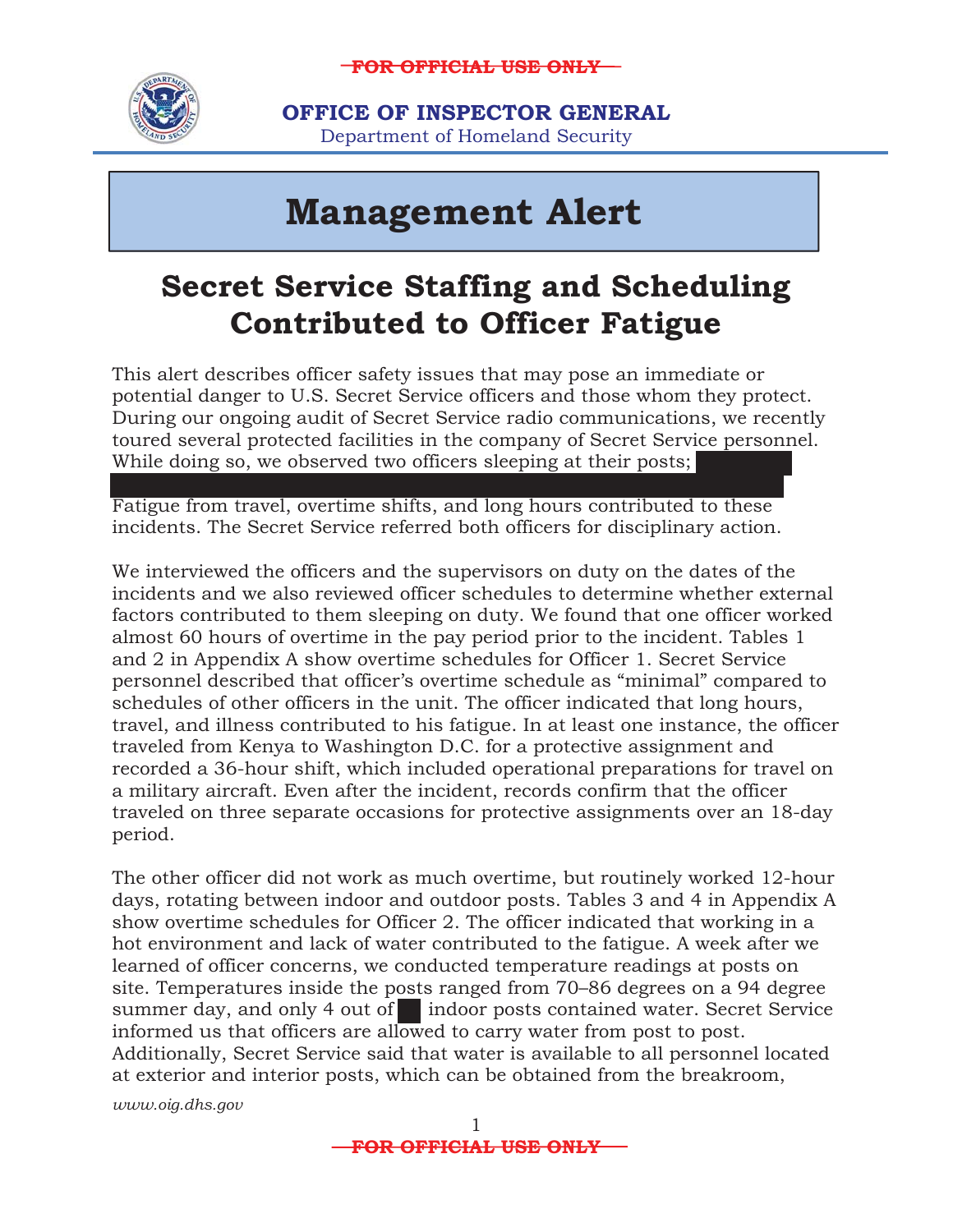# Management Alert

## Secret Service Staffing and Scheduling Contributed to Officer Fatigue

This alert describes officer safety issues that may pose an immediate or potential danger to U.S. Secret Service officers and those whom they protect. During our ongoing audit of Secret Service radio communications, we recently toured several protected facilities in the company of Secret Service personnel. While doing so, we observed two officers sleeping at their posts; [REDACTED] Fatigue from travel, overtime shifts, and long hours contributed to these incidents. The Secret Service referred both officers for disciplinary action.

We interviewed the officers and the supervisors on duty on the dates of the incidents and we also reviewed officer schedules to determine whether external factors contributed to them sleeping on duty. We found that one officer worked almost 60 hours of overtime in the pay period prior to the incident. Tables 1 and 2 in Appendix A show overtime schedules for Officer 1. Secret Service personnel described that officer's overtime schedule as "minimal" compared to schedules of other officers in the unit. The officer indicated that long hours, travel, and illness contributed to his fatigue. In at least one instance, the officer traveled from Kenya to Washington D.C. for a protective assignment and recorded a 36-hour shift, which included operational preparations for travel on a military aircraft. Even after the incident, records confirm that the officer traveled on three separate occasions for protective assignments over an 18-day period.

The other officer did not work as much overtime, but routinely worked 12-hour days, rotating between indoor and outdoor posts. Tables 3 and 4 in Appendix A show overtime schedules for Officer 2. The officer indicated that working in a hot environment and lack of water contributed to the fatigue. A week after we learned of officer concerns, we conducted temperature readings at posts on site. Temperatures inside the posts ranged from 70–86 degrees on a 94 degree summer day, and only 4 out of [REDACTED] indoor posts contained water. Secret Service informed us that officers are allowed to carry water from post to post. Additionally, Secret Service said that water is available to all personnel located at exterior and interior posts, which can be obtained from the breakroom,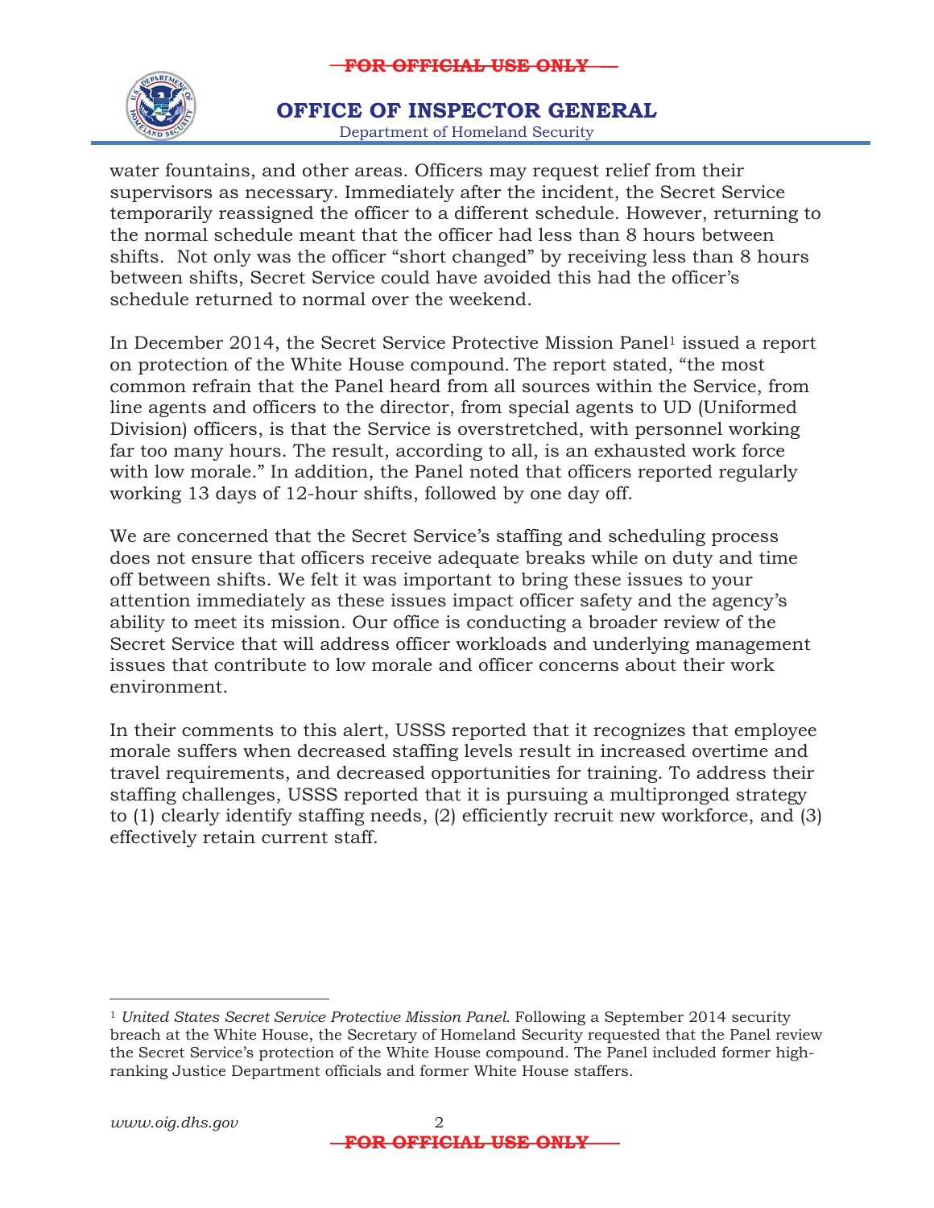water fountains, and other areas. Officers may request relief from their supervisors as necessary. Immediately after the incident, the Secret Service temporarily reassigned the officer to a different schedule. However, returning to the normal schedule meant that the officer had less than 8 hours between shifts. Not only was the officer "short changed" by receiving less than 8 hours between shifts, Secret Service could have avoided this had the officer's schedule returned to normal over the weekend.

In December 2014, the Secret Service Protective Mission Panel[1] issued a report on protection of the White House compound. The report stated, "the most common refrain that the Panel heard from all sources within the Service, from line agents and officers to the director, from special agents to UD (Uniformed Division) officers, is that the Service is overstretched, with personnel working far too many hours. The result, according to all, is an exhausted work force with low morale." In addition, the Panel noted that officers reported regularly working 13 days of 12-hour shifts, followed by one day off.

We are concerned that the Secret Service's staffing and scheduling process does not ensure that officers receive adequate breaks while on duty and time off between shifts. We felt it was important to bring these issues to your attention immediately as these issues impact officer safety and the agency's ability to meet its mission. Our office is conducting a broader review of the Secret Service that will address officer workloads and underlying management issues that contribute to low morale and officer concerns about their work environment.

In their comments to this alert, USSS reported that it recognizes that employee morale suffers when decreased staffing levels result in increased overtime and travel requirements, and decreased opportunities for training. To address their staffing challenges, USSS reported that it is pursuing a multipronged strategy to (1) clearly identify staffing needs, (2) efficiently recruit new workforce, and (3) effectively retain current staff.

---

[1] *United States Secret Service Protective Mission Panel.* Following a September 2014 security breach at the White House, the Secretary of Homeland Security requested that the Panel review the Secret Service's protection of the White House compound. The Panel included former high-ranking Justice Department officials and former White House staffers.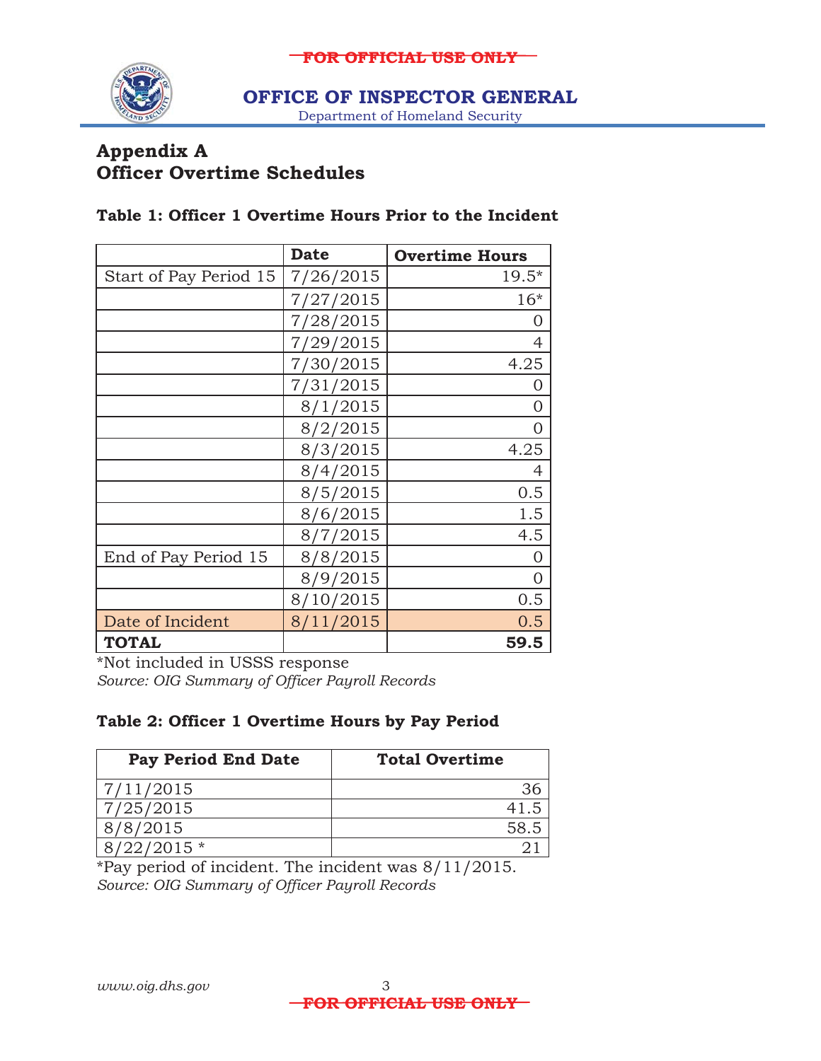# Appendix A
# Officer Overtime Schedules

**Table 1: Officer 1 Overtime Hours Prior to the Incident**

| | Date | Overtime Hours |
|---|---|---|
| Start of Pay Period 15 | 7/26/2015 | 19.5* |
| | 7/27/2015 | 16* |
| | 7/28/2015 | 0 |
| | 7/29/2015 | 4 |
| | 7/30/2015 | 4.25 |
| | 7/31/2015 | 0 |
| | 8/1/2015 | 0 |
| | 8/2/2015 | 0 |
| | 8/3/2015 | 4.25 |
| | 8/4/2015 | 4 |
| | 8/5/2015 | 0.5 |
| | 8/6/2015 | 1.5 |
| | 8/7/2015 | 4.5 |
| End of Pay Period 15 | 8/8/2015 | 0 |
| | 8/9/2015 | 0 |
| | 8/10/2015 | 0.5 |
| Date of Incident | 8/11/2015 | 0.5 |
| **TOTAL** | | **59.5** |

*Not included in USSS response

*Source: OIG Summary of Officer Payroll Records*

**Table 2: Officer 1 Overtime Hours by Pay Period**

| Pay Period End Date | Total Overtime |
|---|---|
| 7/11/2015 | 36 |
| 7/25/2015 | 41.5 |
| 8/8/2015 | 58.5 |
| 8/22/2015 * | 21 |

*Pay period of incident. The incident was 8/11/2015.

*Source: OIG Summary of Officer Payroll Records*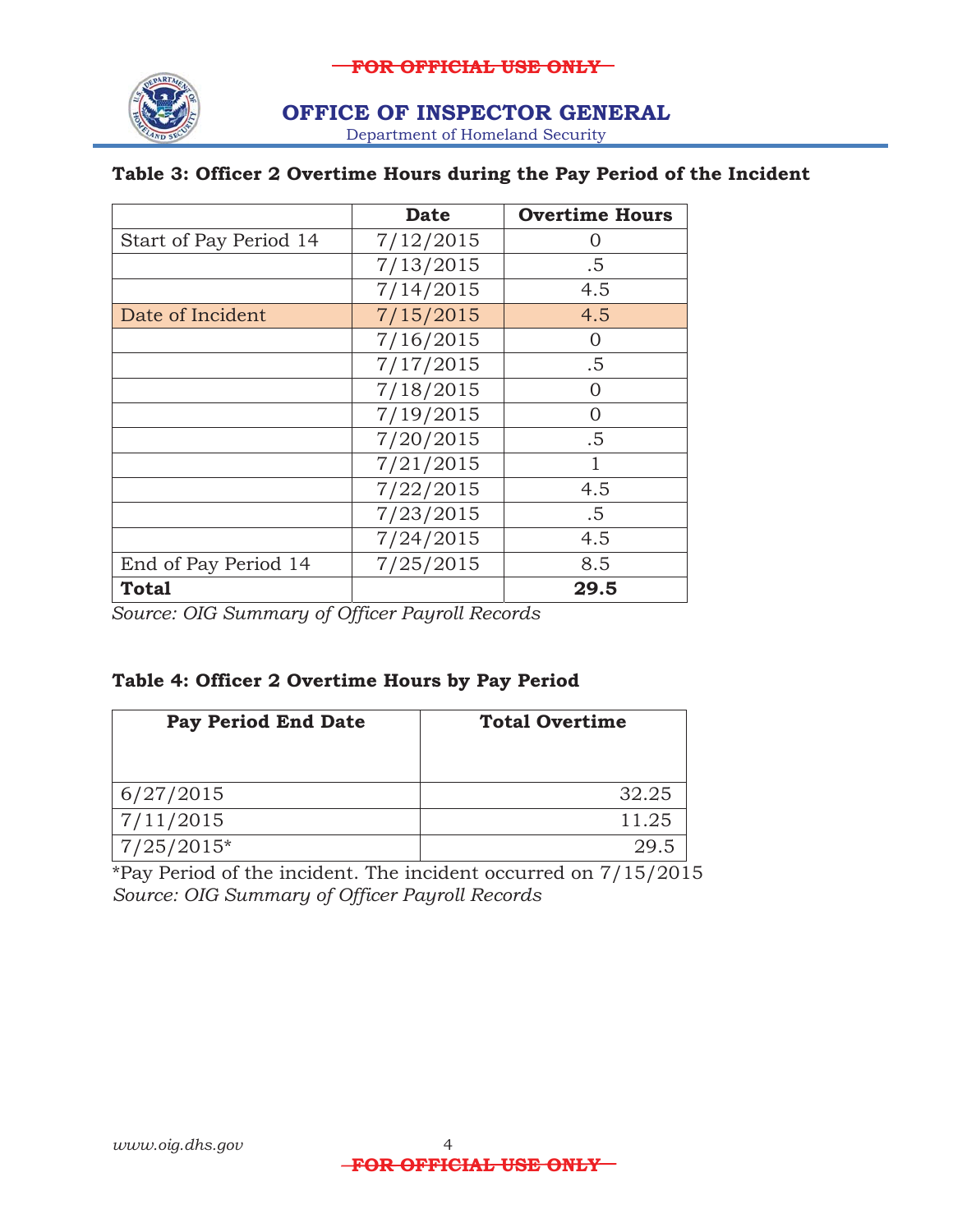**Table 3: Officer 2 Overtime Hours during the Pay Period of the Incident**

| | Date | Overtime Hours |
|---|---|---|
| Start of Pay Period 14 | 7/12/2015 | 0 |
| | 7/13/2015 | .5 |
| | 7/14/2015 | 4.5 |
| Date of Incident | 7/15/2015 | 4.5 |
| | 7/16/2015 | 0 |
| | 7/17/2015 | .5 |
| | 7/18/2015 | 0 |
| | 7/19/2015 | 0 |
| | 7/20/2015 | .5 |
| | 7/21/2015 | 1 |
| | 7/22/2015 | 4.5 |
| | 7/23/2015 | .5 |
| | 7/24/2015 | 4.5 |
| End of Pay Period 14 | 7/25/2015 | 8.5 |
| **Total** | | **29.5** |

*Source: OIG Summary of Officer Payroll Records*

**Table 4: Officer 2 Overtime Hours by Pay Period**

| Pay Period End Date | Total Overtime |
|---|---|
| 6/27/2015 | 32.25 |
| 7/11/2015 | 11.25 |
| 7/25/2015* | 29.5 |

*Pay Period of the incident. The incident occurred on 7/15/2015
*Source: OIG Summary of Officer Payroll Records*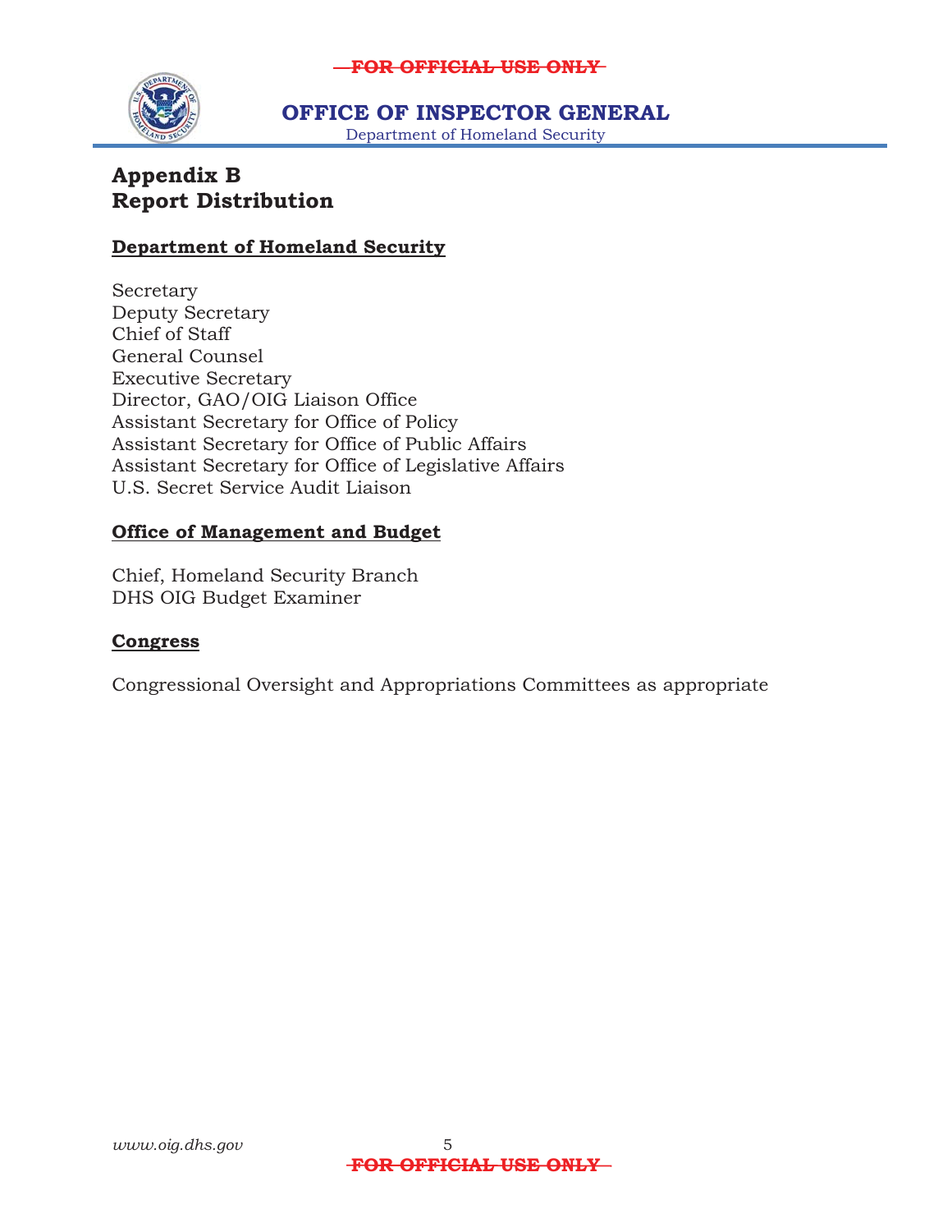# Appendix B
# Report Distribution

## Department of Homeland Security

Secretary
Deputy Secretary
Chief of Staff
General Counsel
Executive Secretary
Director, GAO/OIG Liaison Office
Assistant Secretary for Office of Policy
Assistant Secretary for Office of Public Affairs
Assistant Secretary for Office of Legislative Affairs
U.S. Secret Service Audit Liaison

## Office of Management and Budget

Chief, Homeland Security Branch
DHS OIG Budget Examiner

## Congress

Congressional Oversight and Appropriations Committees as appropriate